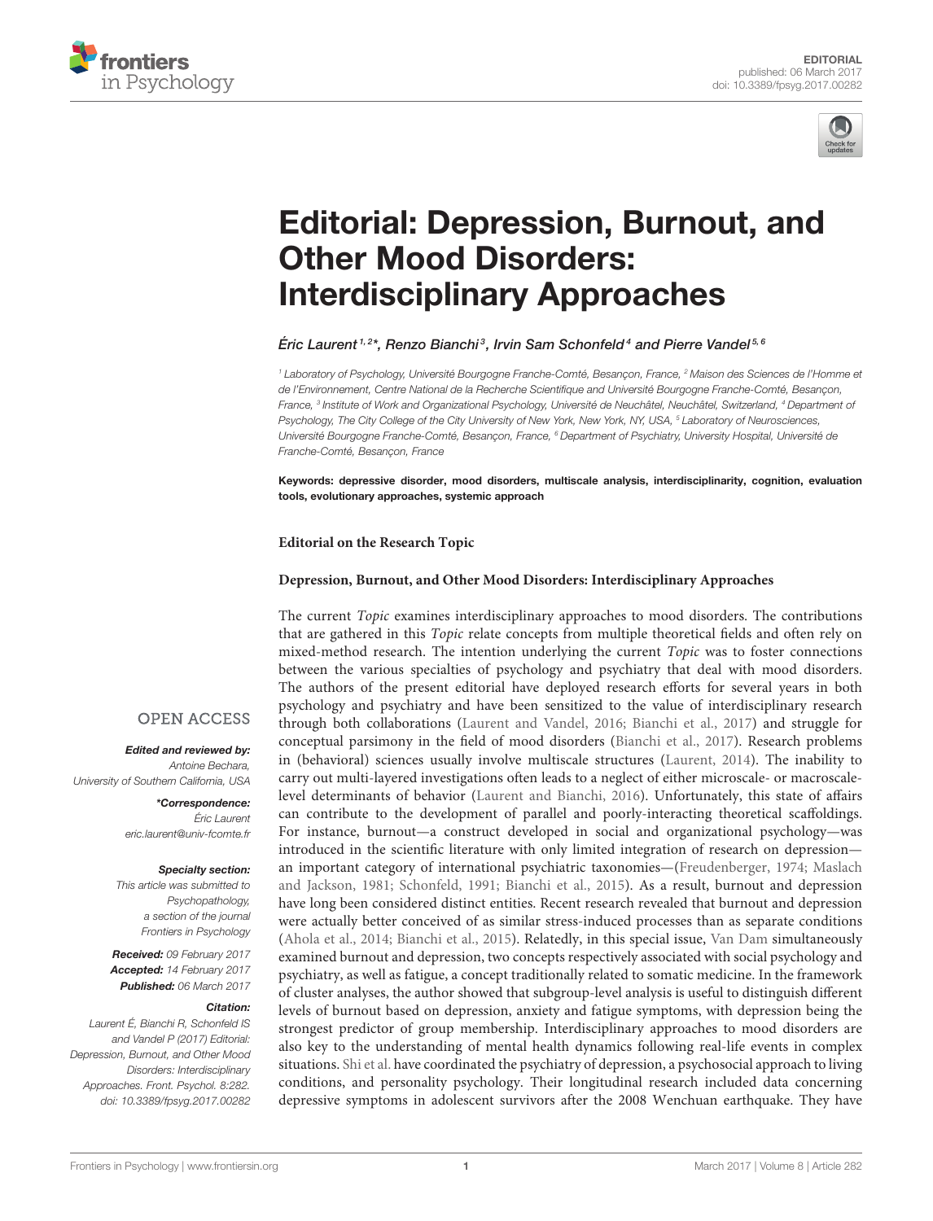# Editorial: Depression, Burnout, and Other Mood Disorders: Interdisciplinary Approaches

*Éric Laurent[1,2]\*, Renzo Bianchi[3], Irvin Sam Schonfeld[4] and Pierre Vandel[5,6]*

[1] Laboratory of Psychology, Université Bourgogne Franche-Comté, Besançon, France, [2] Maison des Sciences de l'Homme et de l'Environnement, Centre National de la Recherche Scientifique and Université Bourgogne Franche-Comté, Besançon, France, [3] Institute of Work and Organizational Psychology, Université de Neuchâtel, Neuchâtel, Switzerland, [4] Department of Psychology, The City College of the City University of New York, New York, NY, USA, [5] Laboratory of Neurosciences, Université Bourgogne Franche-Comté, Besançon, France, [6] Department of Psychiatry, University Hospital, Université de Franche-Comté, Besançon, France

**Keywords: depressive disorder, mood disorders, multiscale analysis, interdisciplinarity, cognition, evaluation tools, evolutionary approaches, systemic approach**

OPEN ACCESS

***Edited and reviewed by:***
*Antoine Bechara, University of Southern California, USA*

***\*Correspondence:***
*Éric Laurent*
*eric.laurent@univ-fcomte.fr*

***Specialty section:***
*This article was submitted to Psychopathology, a section of the journal Frontiers in Psychology*

***Received:*** *09 February 2017*
***Accepted:*** *14 February 2017*
***Published:*** *06 March 2017*

***Citation:***
*Laurent É, Bianchi R, Schonfeld IS and Vandel P (2017) Editorial: Depression, Burnout, and Other Mood Disorders: Interdisciplinary Approaches. Front. Psychol. 8:282. doi: 10.3389/fpsyg.2017.00282*

**Editorial on the Research Topic**

**Depression, Burnout, and Other Mood Disorders: Interdisciplinary Approaches**

The current *Topic* examines interdisciplinary approaches to mood disorders. The contributions that are gathered in this *Topic* relate concepts from multiple theoretical fields and often rely on mixed-method research. The intention underlying the current *Topic* was to foster connections between the various specialties of psychology and psychiatry that deal with mood disorders. The authors of the present editorial have deployed research efforts for several years in both psychology and psychiatry and have been sensitized to the value of interdisciplinary research through both collaborations (Laurent and Vandel, 2016; Bianchi et al., 2017) and struggle for conceptual parsimony in the field of mood disorders (Bianchi et al., 2017). Research problems in (behavioral) sciences usually involve multiscale structures (Laurent, 2014). The inability to carry out multi-layered investigations often leads to a neglect of either microscale- or macroscale-level determinants of behavior (Laurent and Bianchi, 2016). Unfortunately, this state of affairs can contribute to the development of parallel and poorly-interacting theoretical scaffoldings. For instance, burnout—a construct developed in social and organizational psychology—was introduced in the scientific literature with only limited integration of research on depression—an important category of international psychiatric taxonomies—(Freudenberger, 1974; Maslach and Jackson, 1981; Schonfeld, 1991; Bianchi et al., 2015). As a result, burnout and depression have long been considered distinct entities. Recent research revealed that burnout and depression were actually better conceived of as similar stress-induced processes than as separate conditions (Ahola et al., 2014; Bianchi et al., 2015). Relatedly, in this special issue, Van Dam simultaneously examined burnout and depression, two concepts respectively associated with social psychology and psychiatry, as well as fatigue, a concept traditionally related to somatic medicine. In the framework of cluster analyses, the author showed that subgroup-level analysis is useful to distinguish different levels of burnout based on depression, anxiety and fatigue symptoms, with depression being the strongest predictor of group membership. Interdisciplinary approaches to mood disorders are also key to the understanding of mental health dynamics following real-life events in complex situations. Shi et al. have coordinated the psychiatry of depression, a psychosocial approach to living conditions, and personality psychology. Their longitudinal research included data concerning depressive symptoms in adolescent survivors after the 2008 Wenchuan earthquake. They have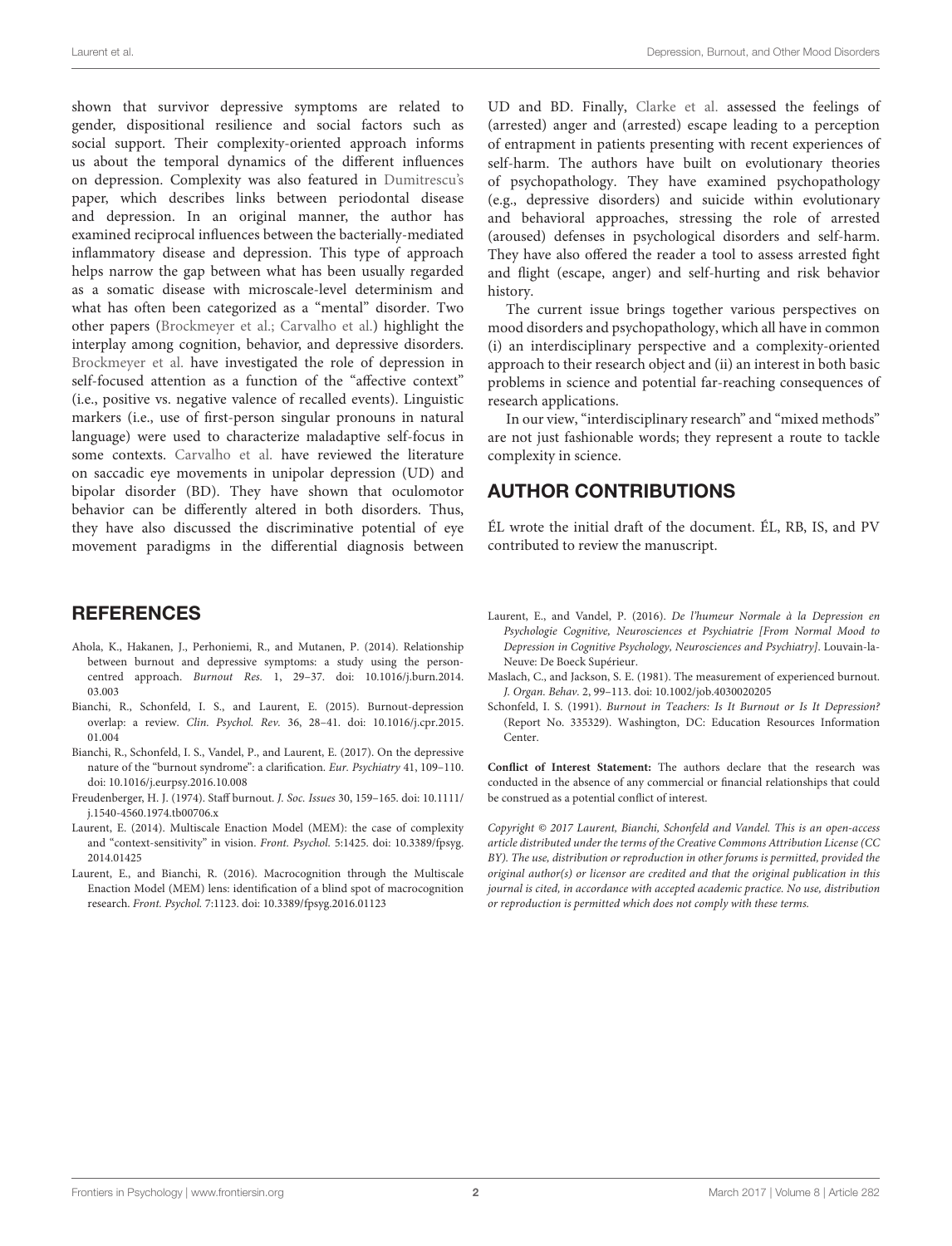shown that survivor depressive symptoms are related to gender, dispositional resilience and social factors such as social support. Their complexity-oriented approach informs us about the temporal dynamics of the different influences on depression. Complexity was also featured in Dumitrescu's paper, which describes links between periodontal disease and depression. In an original manner, the author has examined reciprocal influences between the bacterially-mediated inflammatory disease and depression. This type of approach helps narrow the gap between what has been usually regarded as a somatic disease with microscale-level determinism and what has often been categorized as a "mental" disorder. Two other papers (Brockmeyer et al.; Carvalho et al.) highlight the interplay among cognition, behavior, and depressive disorders. Brockmeyer et al. have investigated the role of depression in self-focused attention as a function of the "affective context" (i.e., positive vs. negative valence of recalled events). Linguistic markers (i.e., use of first-person singular pronouns in natural language) were used to characterize maladaptive self-focus in some contexts. Carvalho et al. have reviewed the literature on saccadic eye movements in unipolar depression (UD) and bipolar disorder (BD). They have shown that oculomotor behavior can be differently altered in both disorders. Thus, they have also discussed the discriminative potential of eye movement paradigms in the differential diagnosis between UD and BD. Finally, Clarke et al. assessed the feelings of (arrested) anger and (arrested) escape leading to a perception of entrapment in patients presenting with recent experiences of self-harm. The authors have built on evolutionary theories of psychopathology. They have examined psychopathology (e.g., depressive disorders) and suicide within evolutionary and behavioral approaches, stressing the role of arrested (aroused) defenses in psychological disorders and self-harm. They have also offered the reader a tool to assess arrested fight and flight (escape, anger) and self-hurting and risk behavior history.

The current issue brings together various perspectives on mood disorders and psychopathology, which all have in common (i) an interdisciplinary perspective and a complexity-oriented approach to their research object and (ii) an interest in both basic problems in science and potential far-reaching consequences of research applications.

In our view, "interdisciplinary research" and "mixed methods" are not just fashionable words; they represent a route to tackle complexity in science.

## AUTHOR CONTRIBUTIONS

ÉL wrote the initial draft of the document. ÉL, RB, IS, and PV contributed to review the manuscript.

## REFERENCES

Ahola, K., Hakanen, J., Perhoniemi, R., and Mutanen, P. (2014). Relationship between burnout and depressive symptoms: a study using the person-centred approach. *Burnout Res.* 1, 29–37. doi: 10.1016/j.burn.2014.03.003

Bianchi, R., Schonfeld, I. S., and Laurent, E. (2015). Burnout-depression overlap: a review. *Clin. Psychol. Rev.* 36, 28–41. doi: 10.1016/j.cpr.2015.01.004

Bianchi, R., Schonfeld, I. S., Vandel, P., and Laurent, E. (2017). On the depressive nature of the "burnout syndrome": a clarification. *Eur. Psychiatry* 41, 109–110. doi: 10.1016/j.eurpsy.2016.10.008

Freudenberger, H. J. (1974). Staff burnout. *J. Soc. Issues* 30, 159–165. doi: 10.1111/j.1540-4560.1974.tb00706.x

Laurent, E. (2014). Multiscale Enaction Model (MEM): the case of complexity and "context-sensitivity" in vision. *Front. Psychol.* 5:1425. doi: 10.3389/fpsyg.2014.01425

Laurent, E., and Bianchi, R. (2016). Macrocognition through the Multiscale Enaction Model (MEM) lens: identification of a blind spot of macrocognition research. *Front. Psychol.* 7:1123. doi: 10.3389/fpsyg.2016.01123

Laurent, E., and Vandel, P. (2016). *De l'humeur Normale à la Depression en Psychologie Cognitive, Neurosciences et Psychiatrie [From Normal Mood to Depression in Cognitive Psychology, Neurosciences and Psychiatry]*. Louvain-la-Neuve: De Boeck Supérieur.

Maslach, C., and Jackson, S. E. (1981). The measurement of experienced burnout. *J. Organ. Behav.* 2, 99–113. doi: 10.1002/job.4030020205

Schonfeld, I. S. (1991). *Burnout in Teachers: Is It Burnout or Is It Depression?* (Report No. 335329). Washington, DC: Education Resources Information Center.

**Conflict of Interest Statement:** The authors declare that the research was conducted in the absence of any commercial or financial relationships that could be construed as a potential conflict of interest.

*Copyright © 2017 Laurent, Bianchi, Schonfeld and Vandel. This is an open-access article distributed under the terms of the Creative Commons Attribution License (CC BY). The use, distribution or reproduction in other forums is permitted, provided the original author(s) or licensor are credited and that the original publication in this journal is cited, in accordance with accepted academic practice. No use, distribution or reproduction is permitted which does not comply with these terms.*